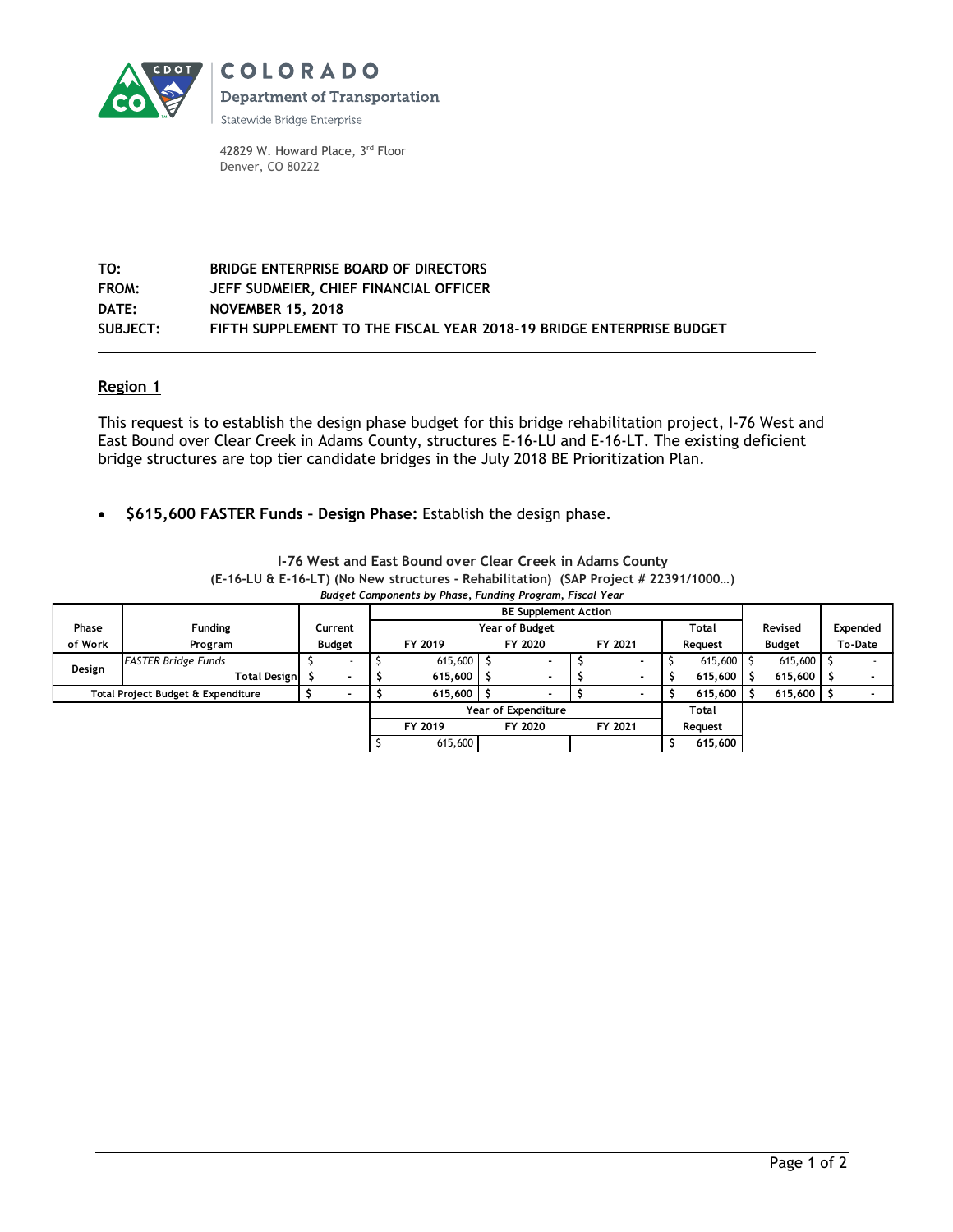COLORADO

Department of Transportation

Statewide Bridge Enterprise

42829 W. Howard Place, 3rd Floor
Denver, CO 80222

**TO:** BRIDGE ENTERPRISE BOARD OF DIRECTORS
**FROM:** JEFF SUDMEIER, CHIEF FINANCIAL OFFICER
**DATE:** NOVEMBER 15, 2018
**SUBJECT:** FIFTH SUPPLEMENT TO THE FISCAL YEAR 2018-19 BRIDGE ENTERPRISE BUDGET

## Region 1

This request is to establish the design phase budget for this bridge rehabilitation project, I-76 West and East Bound over Clear Creek in Adams County, structures E-16-LU and E-16-LT. The existing deficient bridge structures are top tier candidate bridges in the July 2018 BE Prioritization Plan.

- **$615,600 FASTER Funds – Design Phase:** Establish the design phase.

**I-76 West and East Bound over Clear Creek in Adams County**
**(E-16-LU & E-16-LT) (No New structures - Rehabilitation) (SAP Project # 22391/1000…)**
*Budget Components by Phase, Funding Program, Fiscal Year*

| Phase of Work | Funding Program | Current Budget | BE Supplement Action: Year of Budget FY 2019 | FY 2020 | FY 2021 | Total Request | Revised Budget | Expended To-Date |
|---|---|---|---|---|---|---|---|---|
| Design | *FASTER Bridge Funds* | $ - | $ 615,600 | $ - | $ - | $ 615,600 | $ 615,600 | $ - |
| | **Total Design** | **$ -** | **$ 615,600** | **$ -** | **$ -** | **$ 615,600** | **$ 615,600** | **$ -** |
| **Total Project Budget & Expenditure** | | **$ -** | **$ 615,600** | **$ -** | **$ -** | **$ 615,600** | **$ 615,600** | **$ -** |

| Year of Expenditure: FY 2019 | FY 2020 | FY 2021 | Total Request |
|---|---|---|---|
| $ 615,600 | | | **$ 615,600** |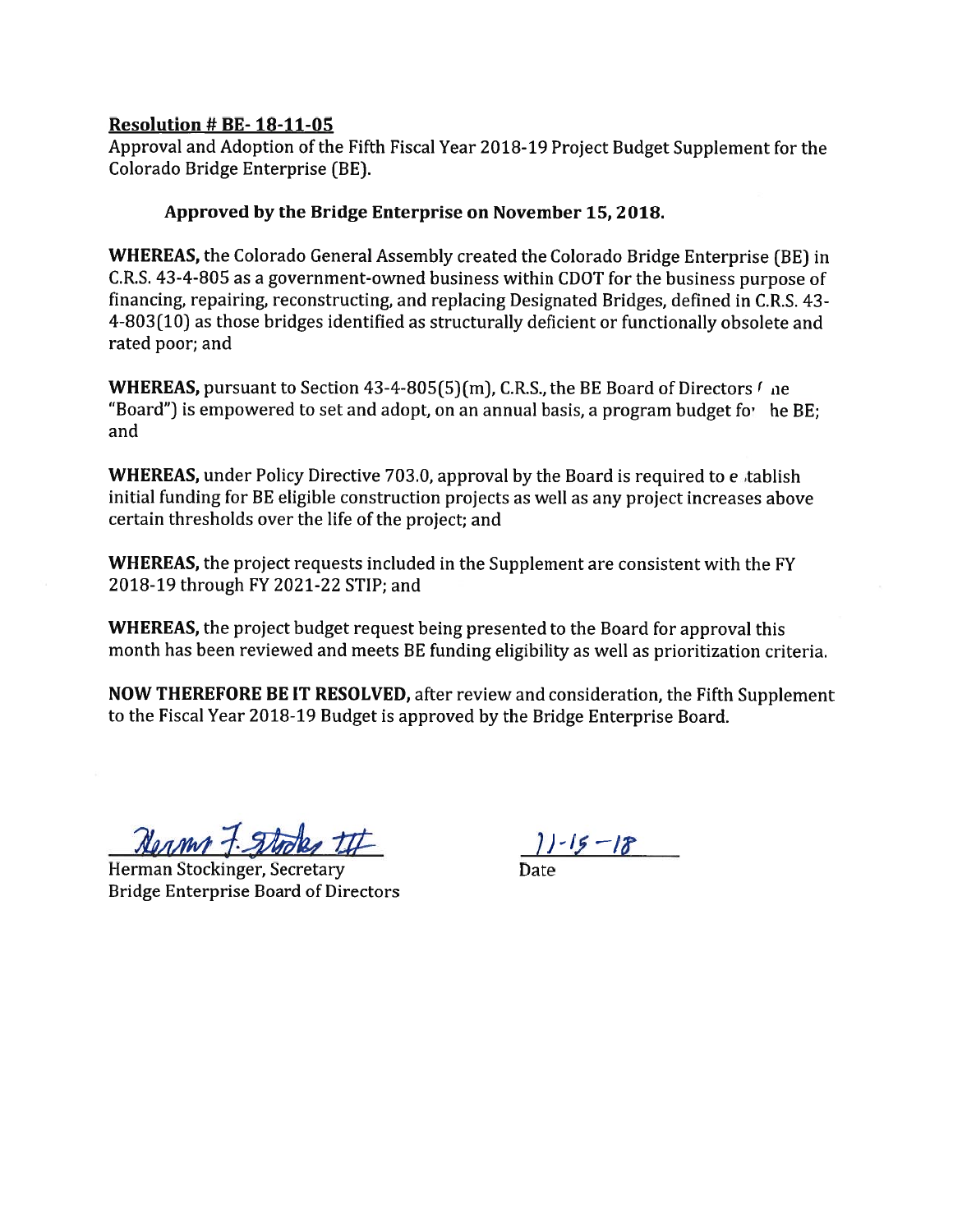**Resolution # BE- 18-11-05**

Approval and Adoption of the Fifth Fiscal Year 2018-19 Project Budget Supplement for the Colorado Bridge Enterprise (BE).

**Approved by the Bridge Enterprise on November 15, 2018.**

**WHEREAS,** the Colorado General Assembly created the Colorado Bridge Enterprise (BE) in C.R.S. 43-4-805 as a government-owned business within CDOT for the business purpose of financing, repairing, reconstructing, and replacing Designated Bridges, defined in C.R.S. 43-4-803(10) as those bridges identified as structurally deficient or functionally obsolete and rated poor; and

**WHEREAS,** pursuant to Section 43-4-805(5)(m), C.R.S., the BE Board of Directors (the "Board") is empowered to set and adopt, on an annual basis, a program budget for the BE; and

**WHEREAS,** under Policy Directive 703.0, approval by the Board is required to establish initial funding for BE eligible construction projects as well as any project increases above certain thresholds over the life of the project; and

**WHEREAS,** the project requests included in the Supplement are consistent with the FY 2018-19 through FY 2021-22 STIP; and

**WHEREAS,** the project budget request being presented to the Board for approval this month has been reviewed and meets BE funding eligibility as well as prioritization criteria.

**NOW THEREFORE BE IT RESOLVED,** after review and consideration, the Fifth Supplement to the Fiscal Year 2018-19 Budget is approved by the Bridge Enterprise Board.

Herman F. Stockinger III

Herman Stockinger, Secretary
Bridge Enterprise Board of Directors

11-15-18

Date